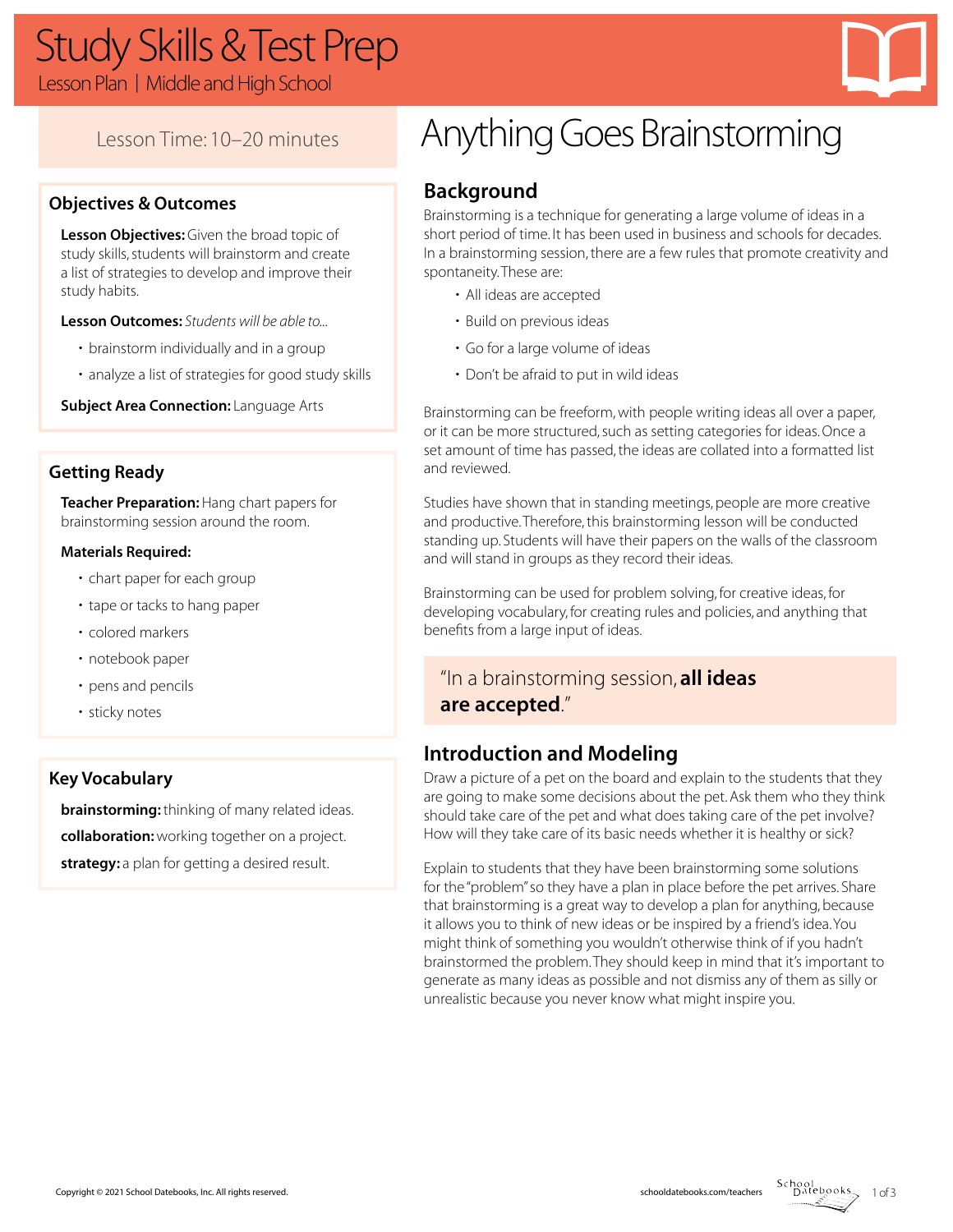# Study Skills & Test Prep

Lesson Plan | Middle and High School

Lesson Time: 10–20 minutes

## Objectives & Outcomes

**Lesson Objectives:** Given the broad topic of study skills, students will brainstorm and create a list of strategies to develop and improve their study habits.

**Lesson Outcomes:** *Students will be able to...*

- brainstorm individually and in a group
- analyze a list of strategies for good study skills

**Subject Area Connection:** Language Arts

## Getting Ready

**Teacher Preparation:** Hang chart papers for brainstorming session around the room.

**Materials Required:**

- chart paper for each group
- tape or tacks to hang paper
- colored markers
- notebook paper
- pens and pencils
- sticky notes

## Key Vocabulary

**brainstorming:** thinking of many related ideas.

**collaboration:** working together on a project.

**strategy:** a plan for getting a desired result.

# Anything Goes Brainstorming

## Background

Brainstorming is a technique for generating a large volume of ideas in a short period of time. It has been used in business and schools for decades. In a brainstorming session, there are a few rules that promote creativity and spontaneity. These are:

- All ideas are accepted
- Build on previous ideas
- Go for a large volume of ideas
- Don't be afraid to put in wild ideas

Brainstorming can be freeform, with people writing ideas all over a paper, or it can be more structured, such as setting categories for ideas. Once a set amount of time has passed, the ideas are collated into a formatted list and reviewed.

Studies have shown that in standing meetings, people are more creative and productive. Therefore, this brainstorming lesson will be conducted standing up. Students will have their papers on the walls of the classroom and will stand in groups as they record their ideas.

Brainstorming can be used for problem solving, for creative ideas, for developing vocabulary, for creating rules and policies, and anything that benefits from a large input of ideas.

> "In a brainstorming session, **all ideas are accepted**."

## Introduction and Modeling

Draw a picture of a pet on the board and explain to the students that they are going to make some decisions about the pet. Ask them who they think should take care of the pet and what does taking care of the pet involve? How will they take care of its basic needs whether it is healthy or sick?

Explain to students that they have been brainstorming some solutions for the "problem" so they have a plan in place before the pet arrives. Share that brainstorming is a great way to develop a plan for anything, because it allows you to think of new ideas or be inspired by a friend's idea. You might think of something you wouldn't otherwise think of if you hadn't brainstormed the problem. They should keep in mind that it's important to generate as many ideas as possible and not dismiss any of them as silly or unrealistic because you never know what might inspire you.

Copyright © 2021 School Datebooks, Inc. All rights reserved.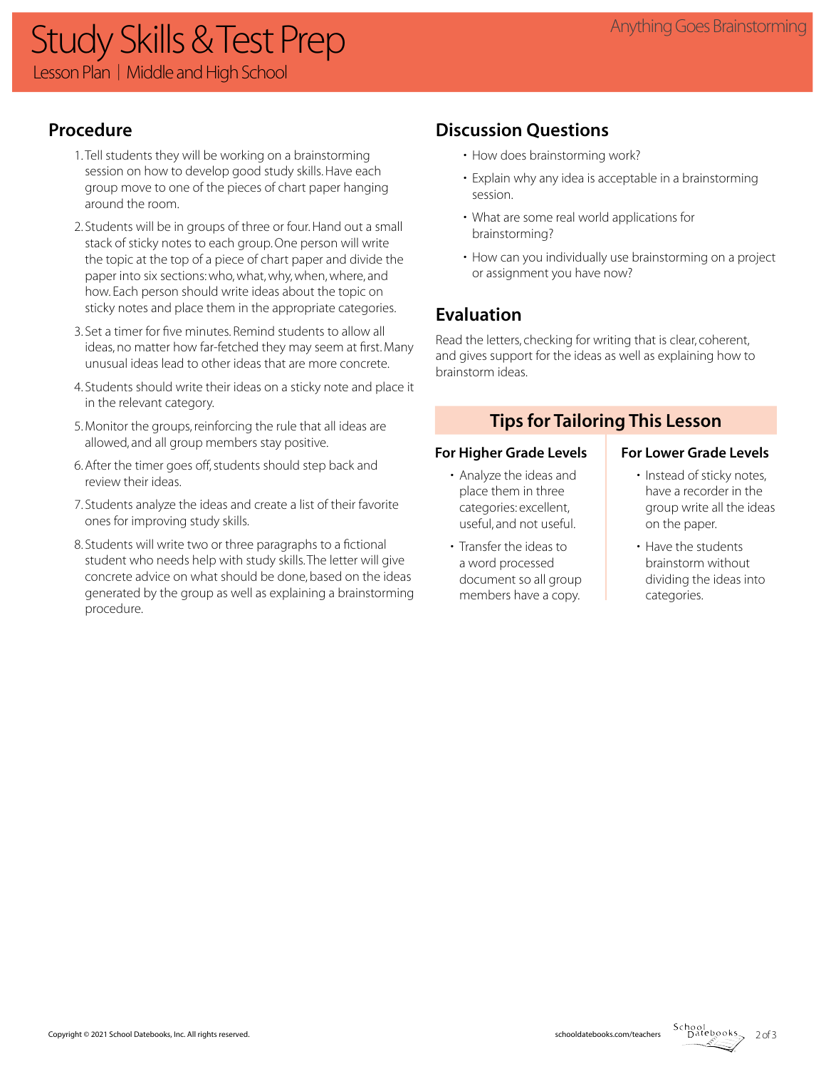## Procedure

1. Tell students they will be working on a brainstorming session on how to develop good study skills. Have each group move to one of the pieces of chart paper hanging around the room.
2. Students will be in groups of three or four. Hand out a small stack of sticky notes to each group. One person will write the topic at the top of a piece of chart paper and divide the paper into six sections: who, what, why, when, where, and how. Each person should write ideas about the topic on sticky notes and place them in the appropriate categories.
3. Set a timer for five minutes. Remind students to allow all ideas, no matter how far-fetched they may seem at first. Many unusual ideas lead to other ideas that are more concrete.
4. Students should write their ideas on a sticky note and place it in the relevant category.
5. Monitor the groups, reinforcing the rule that all ideas are allowed, and all group members stay positive.
6. After the timer goes off, students should step back and review their ideas.
7. Students analyze the ideas and create a list of their favorite ones for improving study skills.
8. Students will write two or three paragraphs to a fictional student who needs help with study skills. The letter will give concrete advice on what should be done, based on the ideas generated by the group as well as explaining a brainstorming procedure.

## Discussion Questions

- How does brainstorming work?
- Explain why any idea is acceptable in a brainstorming session.
- What are some real world applications for brainstorming?
- How can you individually use brainstorming on a project or assignment you have now?

## Evaluation

Read the letters, checking for writing that is clear, coherent, and gives support for the ideas as well as explaining how to brainstorm ideas.

## Tips for Tailoring This Lesson

### For Higher Grade Levels

- Analyze the ideas and place them in three categories: excellent, useful, and not useful.
- Transfer the ideas to a word processed document so all group members have a copy.

### For Lower Grade Levels

- Instead of sticky notes, have a recorder in the group write all the ideas on the paper.
- Have the students brainstorm without dividing the ideas into categories.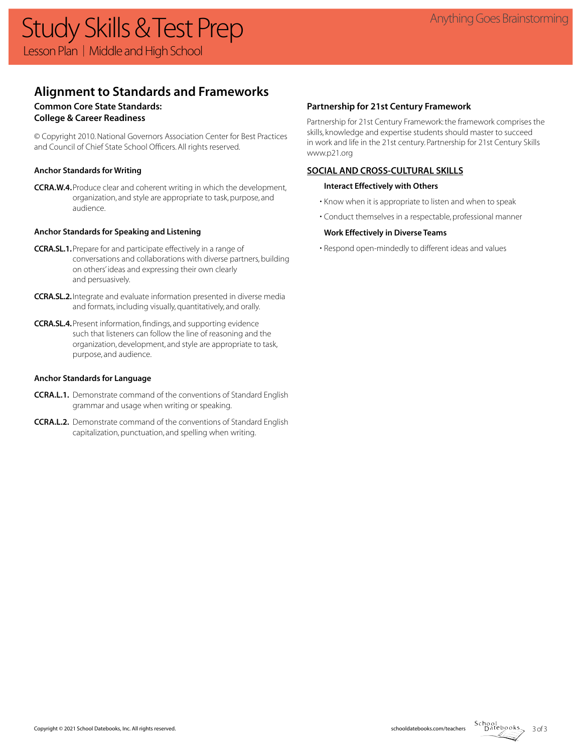## Alignment to Standards and Frameworks

### Common Core State Standards: College & Career Readiness

© Copyright 2010. National Governors Association Center for Best Practices and Council of Chief State School Officers. All rights reserved.

#### Anchor Standards for Writing

**CCRA.W.4.** Produce clear and coherent writing in which the development, organization, and style are appropriate to task, purpose, and audience.

#### Anchor Standards for Speaking and Listening

**CCRA.SL.1.** Prepare for and participate effectively in a range of conversations and collaborations with diverse partners, building on others' ideas and expressing their own clearly and persuasively.

**CCRA.SL.2.** Integrate and evaluate information presented in diverse media and formats, including visually, quantitatively, and orally.

**CCRA.SL.4.** Present information, findings, and supporting evidence such that listeners can follow the line of reasoning and the organization, development, and style are appropriate to task, purpose, and audience.

#### Anchor Standards for Language

**CCRA.L.1.** Demonstrate command of the conventions of Standard English grammar and usage when writing or speaking.

**CCRA.L.2.** Demonstrate command of the conventions of Standard English capitalization, punctuation, and spelling when writing.

### Partnership for 21st Century Framework

Partnership for 21st Century Framework: the framework comprises the skills, knowledge and expertise students should master to succeed in work and life in the 21st century. Partnership for 21st Century Skills www.p21.org

#### SOCIAL AND CROSS-CULTURAL SKILLS

**Interact Effectively with Others**

- Know when it is appropriate to listen and when to speak
- Conduct themselves in a respectable, professional manner

**Work Effectively in Diverse Teams**

- Respond open-mindedly to different ideas and values